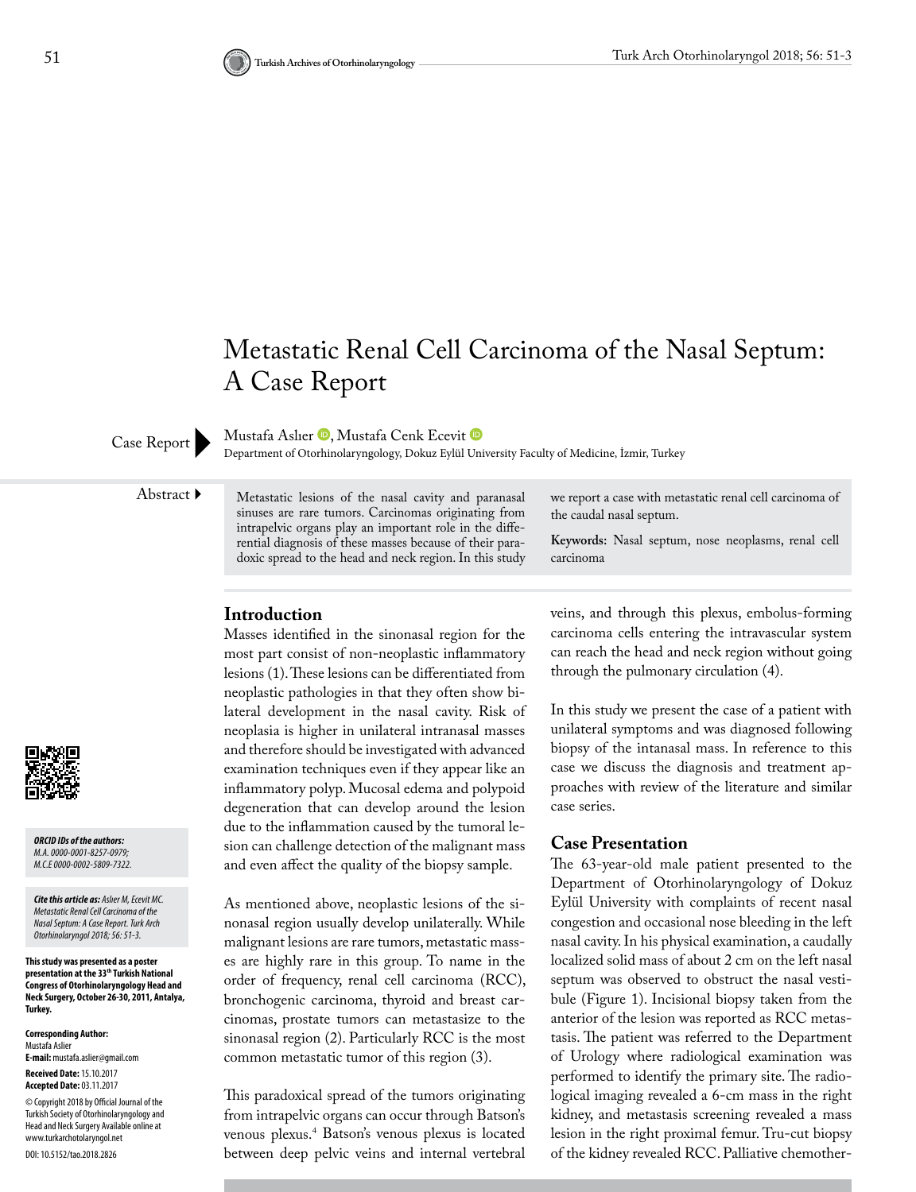# Metastatic Renal Cell Carcinoma of the Nasal Septum: A Case Report

Case Report

Mustafa Aslıer, Mustafa Cenk Ecevit

Department of Otorhinolaryngology, Dokuz Eylül University Faculty of Medicine, İzmir, Turkey

**Abstract**

Metastatic lesions of the nasal cavity and paranasal sinuses are rare tumors. Carcinomas originating from intrapelvic organs play an important role in the differential diagnosis of these masses because of their paradoxic spread to the head and neck region. In this study we report a case with metastatic renal cell carcinoma of the caudal nasal septum.

**Keywords:** Nasal septum, nose neoplasms, renal cell carcinoma

*ORCID IDs of the authors:*
*M.A. 0000-0001-8257-0979;*
*M.C.E 0000-0002-5809-7322.*

***Cite this article as:*** *Aslıer M, Ecevit MC. Metastatic Renal Cell Carcinoma of the Nasal Septum: A Case Report. Turk Arch Otorhinolaryngol 2018; 56: 51-3.*

**This study was presented as a poster presentation at the 33th Turkish National Congress of Otorhinolaryngology Head and Neck Surgery, October 26-30, 2011, Antalya, Turkey.**

**Corresponding Author:**
Mustafa Aslier
**E-mail:** mustafa.aslier@gmail.com

**Received Date:** 15.10.2017
**Accepted Date:** 03.11.2017

© Copyright 2018 by Official Journal of the Turkish Society of Otorhinolaryngology and Head and Neck Surgery Available online at www.turkarchotolaryngol.net

DOI: 10.5152/tao.2018.2826

## Introduction

Masses identified in the sinonasal region for the most part consist of non-neoplastic inflammatory lesions (1). These lesions can be differentiated from neoplastic pathologies in that they often show bilateral development in the nasal cavity. Risk of neoplasia is higher in unilateral intranasal masses and therefore should be investigated with advanced examination techniques even if they appear like an inflammatory polyp. Mucosal edema and polypoid degeneration that can develop around the lesion due to the inflammation caused by the tumoral lesion can challenge detection of the malignant mass and even affect the quality of the biopsy sample.

As mentioned above, neoplastic lesions of the sinonasal region usually develop unilaterally. While malignant lesions are rare tumors, metastatic masses are highly rare in this group. To name in the order of frequency, renal cell carcinoma (RCC), bronchogenic carcinoma, thyroid and breast carcinomas, prostate tumors can metastasize to the sinonasal region (2). Particularly RCC is the most common metastatic tumor of this region (3).

This paradoxical spread of the tumors originating from intrapelvic organs can occur through Batson's venous plexus.[4] Batson's venous plexus is located between deep pelvic veins and internal vertebral veins, and through this plexus, embolus-forming carcinoma cells entering the intravascular system can reach the head and neck region without going through the pulmonary circulation (4).

In this study we present the case of a patient with unilateral symptoms and was diagnosed following biopsy of the intanasal mass. In reference to this case we discuss the diagnosis and treatment approaches with review of the literature and similar case series.

## Case Presentation

The 63-year-old male patient presented to the Department of Otorhinolaryngology of Dokuz Eylül University with complaints of recent nasal congestion and occasional nose bleeding in the left nasal cavity. In his physical examination, a caudally localized solid mass of about 2 cm on the left nasal septum was observed to obstruct the nasal vestibule (Figure 1). Incisional biopsy taken from the anterior of the lesion was reported as RCC metastasis. The patient was referred to the Department of Urology where radiological examination was performed to identify the primary site. The radiological imaging revealed a 6-cm mass in the right kidney, and metastasis screening revealed a mass lesion in the right proximal femur. Tru-cut biopsy of the kidney revealed RCC. Palliative chemother-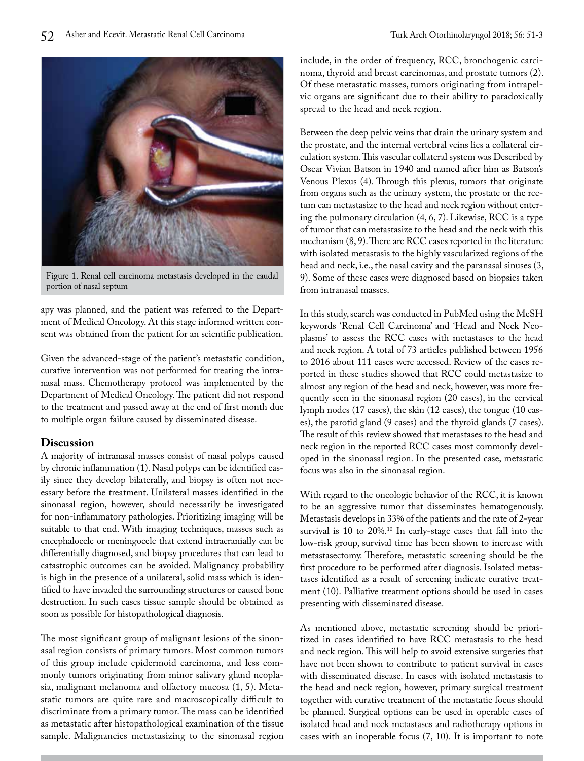Figure 1. Renal cell carcinoma metastasis developed in the caudal portion of nasal septum

apy was planned, and the patient was referred to the Department of Medical Oncology. At this stage informed written consent was obtained from the patient for an scientific publication.

Given the advanced-stage of the patient's metastatic condition, curative intervention was not performed for treating the intranasal mass. Chemotherapy protocol was implemented by the Department of Medical Oncology. The patient did not respond to the treatment and passed away at the end of first month due to multiple organ failure caused by disseminated disease.

## Discussion

A majority of intranasal masses consist of nasal polyps caused by chronic inflammation (1). Nasal polyps can be identified easily since they develop bilaterally, and biopsy is often not necessary before the treatment. Unilateral masses identified in the sinonasal region, however, should necessarily be investigated for non-inflammatory pathologies. Prioritizing imaging will be suitable to that end. With imaging techniques, masses such as encephalocele or meningocele that extend intracranially can be differentially diagnosed, and biopsy procedures that can lead to catastrophic outcomes can be avoided. Malignancy probability is high in the presence of a unilateral, solid mass which is identified to have invaded the surrounding structures or caused bone destruction. In such cases tissue sample should be obtained as soon as possible for histopathological diagnosis.

The most significant group of malignant lesions of the sinonasal region consists of primary tumors. Most common tumors of this group include epidermoid carcinoma, and less commonly tumors originating from minor salivary gland neoplasia, malignant melanoma and olfactory mucosa (1, 5). Metastatic tumors are quite rare and macroscopically difficult to discriminate from a primary tumor. The mass can be identified as metastatic after histopathological examination of the tissue sample. Malignancies metastasizing to the sinonasal region include, in the order of frequency, RCC, bronchogenic carcinoma, thyroid and breast carcinomas, and prostate tumors (2). Of these metastatic masses, tumors originating from intrapelvic organs are significant due to their ability to paradoxically spread to the head and neck region.

Between the deep pelvic veins that drain the urinary system and the prostate, and the internal vertebral veins lies a collateral circulation system. This vascular collateral system was Described by Oscar Vivian Batson in 1940 and named after him as Batson's Venous Plexus (4). Through this plexus, tumors that originate from organs such as the urinary system, the prostate or the rectum can metastasize to the head and neck region without entering the pulmonary circulation (4, 6, 7). Likewise, RCC is a type of tumor that can metastasize to the head and the neck with this mechanism (8, 9). There are RCC cases reported in the literature with isolated metastasis to the highly vascularized regions of the head and neck, i.e., the nasal cavity and the paranasal sinuses (3, 9). Some of these cases were diagnosed based on biopsies taken from intranasal masses.

In this study, search was conducted in PubMed using the MeSH keywords 'Renal Cell Carcinoma' and 'Head and Neck Neoplasms' to assess the RCC cases with metastases to the head and neck region. A total of 73 articles published between 1956 to 2016 about 111 cases were accessed. Review of the cases reported in these studies showed that RCC could metastasize to almost any region of the head and neck, however, was more frequently seen in the sinonasal region (20 cases), in the cervical lymph nodes (17 cases), the skin (12 cases), the tongue (10 cases), the parotid gland (9 cases) and the thyroid glands (7 cases). The result of this review showed that metastases to the head and neck region in the reported RCC cases most commonly developed in the sinonasal region. In the presented case, metastatic focus was also in the sinonasal region.

With regard to the oncologic behavior of the RCC, it is known to be an aggressive tumor that disseminates hematogenously. Metastasis develops in 33% of the patients and the rate of 2-year survival is 10 to 20%.[10] In early-stage cases that fall into the low-risk group, survival time has been shown to increase with metastasectomy. Therefore, metastatic screening should be the first procedure to be performed after diagnosis. Isolated metastases identified as a result of screening indicate curative treatment (10). Palliative treatment options should be used in cases presenting with disseminated disease.

As mentioned above, metastatic screening should be prioritized in cases identified to have RCC metastasis to the head and neck region. This will help to avoid extensive surgeries that have not been shown to contribute to patient survival in cases with disseminated disease. In cases with isolated metastasis to the head and neck region, however, primary surgical treatment together with curative treatment of the metastatic focus should be planned. Surgical options can be used in operable cases of isolated head and neck metastases and radiotherapy options in cases with an inoperable focus (7, 10). It is important to note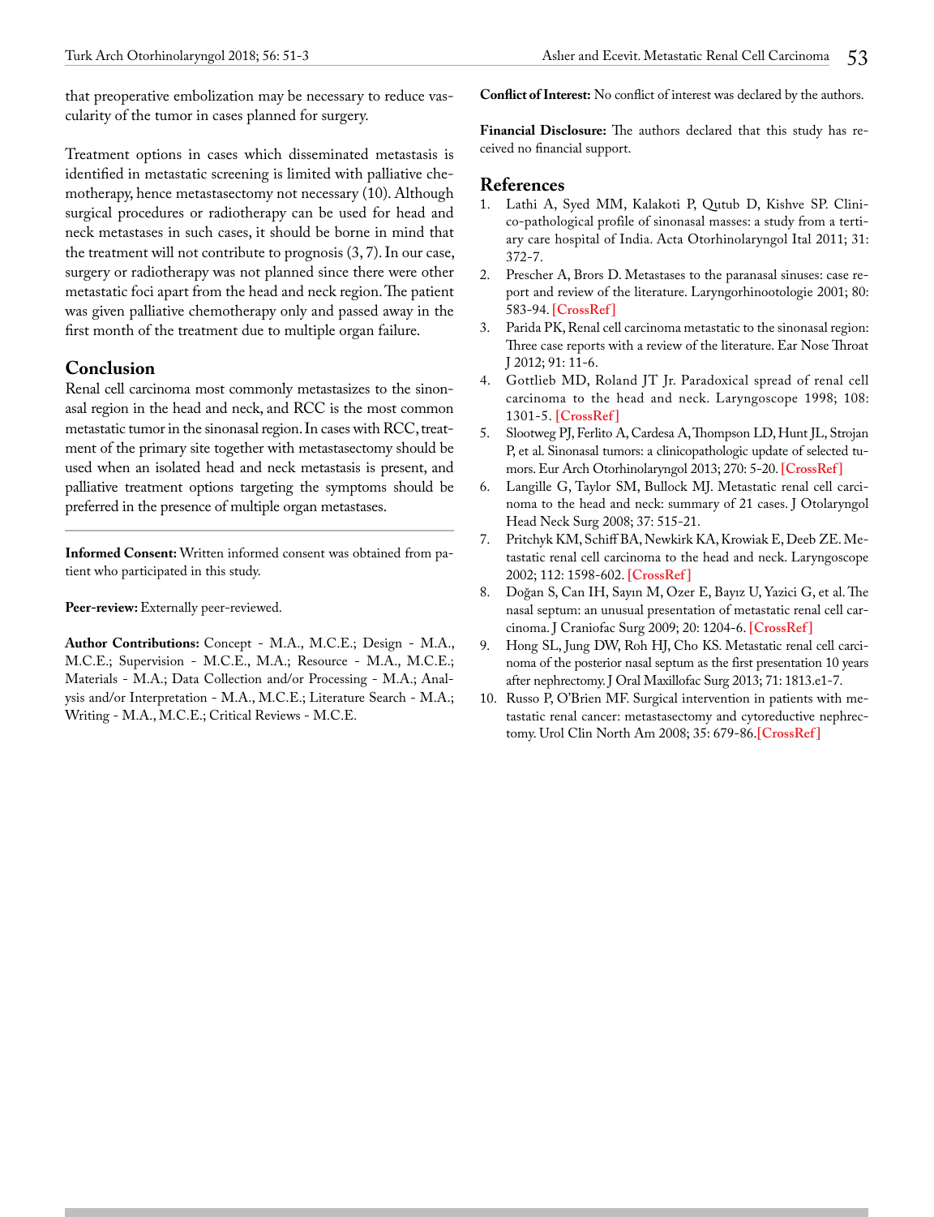that preoperative embolization may be necessary to reduce vascularity of the tumor in cases planned for surgery.

Treatment options in cases which disseminated metastasis is identified in metastatic screening is limited with palliative chemotherapy, hence metastasectomy not necessary (10). Although surgical procedures or radiotherapy can be used for head and neck metastases in such cases, it should be borne in mind that the treatment will not contribute to prognosis (3, 7). In our case, surgery or radiotherapy was not planned since there were other metastatic foci apart from the head and neck region. The patient was given palliative chemotherapy only and passed away in the first month of the treatment due to multiple organ failure.

## Conclusion

Renal cell carcinoma most commonly metastasizes to the sinonasal region in the head and neck, and RCC is the most common metastatic tumor in the sinonasal region. In cases with RCC, treatment of the primary site together with metastasectomy should be used when an isolated head and neck metastasis is present, and palliative treatment options targeting the symptoms should be preferred in the presence of multiple organ metastases.

---

**Informed Consent:** Written informed consent was obtained from patient who participated in this study.

**Peer-review:** Externally peer-reviewed.

**Author Contributions:** Concept - M.A., M.C.E.; Design - M.A., M.C.E.; Supervision - M.C.E., M.A.; Resource - M.A., M.C.E.; Materials - M.A.; Data Collection and/or Processing - M.A.; Analysis and/or Interpretation - M.A., M.C.E.; Literature Search - M.A.; Writing - M.A., M.C.E.; Critical Reviews - M.C.E.

**Conflict of Interest:** No conflict of interest was declared by the authors.

**Financial Disclosure:** The authors declared that this study has received no financial support.

## References

1. Lathi A, Syed MM, Kalakoti P, Qutub D, Kishve SP. Clinico-pathological profile of sinonasal masses: a study from a tertiary care hospital of India. Acta Otorhinolaryngol Ital 2011; 31: 372-7.
2. Prescher A, Brors D. Metastases to the paranasal sinuses: case report and review of the literature. Laryngorhinootologie 2001; 80: 583-94. [CrossRef]
3. Parida PK, Renal cell carcinoma metastatic to the sinonasal region: Three case reports with a review of the literature. Ear Nose Throat J 2012; 91: 11-6.
4. Gottlieb MD, Roland JT Jr. Paradoxical spread of renal cell carcinoma to the head and neck. Laryngoscope 1998; 108: 1301-5. [CrossRef]
5. Slootweg PJ, Ferlito A, Cardesa A, Thompson LD, Hunt JL, Strojan P, et al. Sinonasal tumors: a clinicopathologic update of selected tumors. Eur Arch Otorhinolaryngol 2013; 270: 5-20. [CrossRef]
6. Langille G, Taylor SM, Bullock MJ. Metastatic renal cell carcinoma to the head and neck: summary of 21 cases. J Otolaryngol Head Neck Surg 2008; 37: 515-21.
7. Pritchyk KM, Schiff BA, Newkirk KA, Krowiak E, Deeb ZE. Metastatic renal cell carcinoma to the head and neck. Laryngoscope 2002; 112: 1598-602. [CrossRef]
8. Doğan S, Can IH, Sayın M, Ozer E, Bayız U, Yazici G, et al. The nasal septum: an unusual presentation of metastatic renal cell carcinoma. J Craniofac Surg 2009; 20: 1204-6. [CrossRef]
9. Hong SL, Jung DW, Roh HJ, Cho KS. Metastatic renal cell carcinoma of the posterior nasal septum as the first presentation 10 years after nephrectomy. J Oral Maxillofac Surg 2013; 71: 1813.e1-7.
10. Russo P, O'Brien MF. Surgical intervention in patients with metastatic renal cancer: metastasectomy and cytoreductive nephrectomy. Urol Clin North Am 2008; 35: 679-86.[CrossRef]